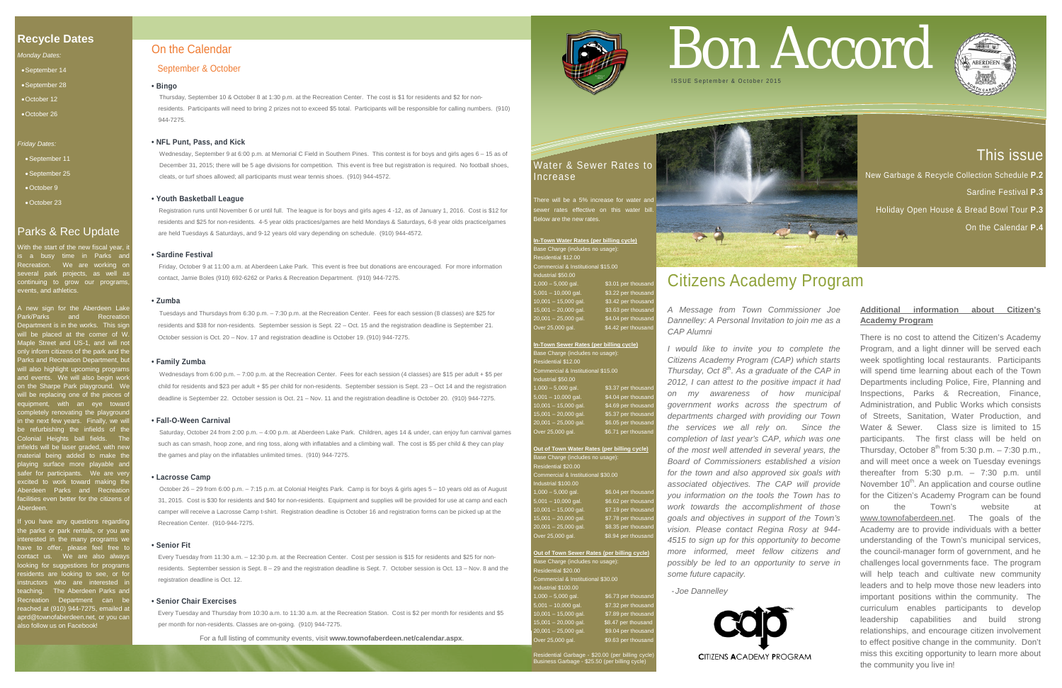## Recycle Dates

*Monday Dates:*

- September 14
- September 28
- October 12
- October 26

*Friday Dates:*

- September 11
- September 25
- October 9
- October 23

## Parks & Rec Update

With the start of the new fiscal year, it is a busy time in Parks and Recreation. We are working on several park projects, as well as continuing to grow our programs, events, and athletics.

A new sign for the Aberdeen Lake Park/Parks and Recreation Department is in the works. This sign will be placed at the corner of W. Maple Street and US-1, and will not only inform citizens of the park and the Parks and Recreation Department, but will also highlight upcoming programs and events. We will also begin work on the Sharpe Park playground. We will be replacing one of the pieces of equipment, with an eye toward completely renovating the playground in the next few years. Finally, we will be refurbishing the infields of the Colonial Heights ball fields. The infields will be laser graded, with new material being added to make the playing surface more playable and safer for participants. We are very excited to work toward making the Aberdeen Parks and Recreation facilities even better for the citizens of Aberdeen.

If you have any questions regarding the parks or park rentals, or you are interested in the many programs we have to offer, please feel free to contact us. We are also always looking for suggestions for programs residents are looking to see, or for instructors who are interested in teaching. The Aberdeen Parks and Recreation Department can be reached at (910) 944-7275, emailed at aprd@townofaberdeen.net, or you can also follow us on Facebook!

## On the Calendar

### September & October

**• Bingo**

Thursday, September 10 & October 8 at 1:30 p.m. at the Recreation Center. The cost is $1 for residents and $2 for non-residents. Participants will need to bring 2 prizes not to exceed $5 total. Participants will be responsible for calling numbers. (910) 944-7275.

**• NFL Punt, Pass, and Kick**

Wednesday, September 9 at 6:00 p.m. at Memorial C Field in Southern Pines. This contest is for boys and girls ages 6 – 15 as of December 31, 2015; there will be 5 age divisions for competition. This event is free but registration is required. No football shoes, cleats, or turf shoes allowed; all participants must wear tennis shoes. (910) 944-4572.

**• Youth Basketball League**

Registration runs until November 6 or until full. The league is for boys and girls ages 4 -12, as of January 1, 2016. Cost is $12 for residents and $25 for non-residents. 4-5 year olds practices/games are held Mondays & Saturdays, 6-8 year olds practice/games are held Tuesdays & Saturdays, and 9-12 years old vary depending on schedule. (910) 944-4572.

**• Sardine Festival**

Friday, October 9 at 11:00 a.m. at Aberdeen Lake Park. This event is free but donations are encouraged. For more information contact, Jamie Boles (910) 692-6262 or Parks & Recreation Department. (910) 944-7275.

**• Zumba**

Tuesdays and Thursdays from 6:30 p.m. – 7:30 p.m. at the Recreation Center. Fees for each session (8 classes) are $25 for residents and $38 for non-residents. September session is Sept. 22 – Oct. 15 and the registration deadline is September 21. October session is Oct. 20 – Nov. 17 and registration deadline is October 19. (910) 944-7275.

**• Family Zumba**

Wednesdays from 6:00 p.m. – 7:00 p.m. at the Recreation Center. Fees for each session (4 classes) are $15 per adult + $5 per child for residents and $23 per adult + $5 per child for non-residents. September session is Sept. 23 – Oct 14 and the registration deadline is September 22. October session is Oct. 21 – Nov. 11 and the registration deadline is October 20. (910) 944-7275.

**• Fall-O-Ween Carnival**

Saturday, October 24 from 2:00 p.m. – 4:00 p.m. at Aberdeen Lake Park. Children, ages 14 & under, can enjoy fun carnival games such as can smash, hoop zone, and ring toss, along with inflatables and a climbing wall. The cost is $5 per child & they can play the games and play on the inflatables unlimited times. (910) 944-7275.

**• Lacrosse Camp**

October 26 – 29 from 6:00 p.m. – 7:15 p.m. at Colonial Heights Park. Camp is for boys & girls ages 5 – 10 years old as of August 31, 2015. Cost is $30 for residents and $40 for non-residents. Equipment and supplies will be provided for use at camp and each camper will receive a Lacrosse Camp t-shirt. Registration deadline is October 16 and registration forms can be picked up at the Recreation Center. (910-944-7275.

**• Senior Fit**

Every Tuesday from 11:30 a.m. – 12:30 p.m. at the Recreation Center. Cost per session is $15 for residents and $25 for non-residents. September session is Sept. 8 – 29 and the registration deadline is Sept. 7. October session is Oct. 13 – Nov. 8 and the registration deadline is Oct. 12.

**• Senior Chair Exercises**

Every Tuesday and Thursday from 10:30 a.m. to 11:30 a.m. at the Recreation Station. Cost is $2 per month for residents and $5 per month for non-residents. Classes are on-going. (910) 944-7275.

For a full listing of community events, visit **www.townofaberdeen.net/calendar.aspx**.

# Bon Accord

ISSUE September & October 2015

## Water & Sewer Rates to Increase

There will be a 5% increase for water and sewer rates effective on this water bill. Below are the new rates.

**In-Town Water Rates (per billing cycle)**

Base Charge (includes no usage):
Residential $12.00
Commercial & Institutional $15.00
Industrial $50.00

| | |
|---|---|
| 1,000 – 5,000 gal. | $3.01 per thousand |
| 5,001 – 10,000 gal. | $3.22 per thousand |
| 10,001 – 15,000 gal. | $3.42 per thousand |
| 15,001 – 20,000 gal. | $3.63 per thousand |
| 20,001 – 25,000 gal. | $4.04 per thousand |
| Over 25,000 gal. | $4.42 per thousand |

**In-Town Sewer Rates (per billing cycle)**

Base Charge (includes no usage):
Residential $12.00
Commercial & Institutional $15.00
Industrial $50.00

| | |
|---|---|
| 1,000 – 5,000 gal. | $3.37 per thousand |
| 5,001 – 10,000 gal. | $4.04 per thousand |
| 10,001 – 15,000 gal. | $4.69 per thousand |
| 15,001 – 20,000 gal. | $5.37 per thousand |
| 20,001 – 25,000 gal. | $6.05 per thousand |
| Over 25,000 gal. | $6.71 per thousand |

**Out of Town Water Rates (per billing cycle)**

Base Charge (includes no usage):
Residential $20.00
Commercial & Institutional $30.00
Industrial $100.00

| | |
|---|---|
| 1,000 – 5,000 gal. | $6.04 per thousand |
| 5,001 – 10,000 gal. | $6.62 per thousand |
| 10,001 – 15,000 gal. | $7.19 per thousand |
| 15,001 – 20,000 gal. | $7.78 per thousand |
| 20,001 – 25,000 gal. | $8.35 per thousand |
| Over 25,000 gal. | $8.94 per thousand |

**Out of Town Sewer Rates (per billing cycle)**

Base Charge (includes no usage):
Residential $20.00
Commercial & Institutional $30.00
Industrial $100.00

| | |
|---|---|
| 1,000 – 5,000 gal. | $6.73 per thousand |
| 5,001 – 10,000 gal. | $7.32 per thousand |
| 10,001 – 15,000 gal. | $7.89 per thousand |
| 15,001 – 20,000 gal. | $8.47 per thousand |
| 20,001 – 25,000 gal. | $9.04 per thousand |
| Over 25,000 gal. | $9.63 per thousand |

Residential Garbage - $20.00 (per billing cycle)
Business Garbage - $25.50 (per billing cycle)

## This issue

New Garbage & Recycle Collection Schedule **P.2**

Sardine Festival **P.3**

Holiday Open House & Bread Bowl Tour **P.3**

On the Calendar **P.4**

## Citizens Academy Program

*A Message from Town Commissioner Joe Dannelley: A Personal Invitation to join me as a CAP Alumni*

*I would like to invite you to complete the Citizens Academy Program (CAP) which starts Thursday, Oct 8th. As a graduate of the CAP in 2012, I can attest to the positive impact it had on my awareness of how municipal government works across the spectrum of departments charged with providing our Town the services we all rely on. Since the completion of last year's CAP, which was one of the most well attended in several years, the Board of Commissioners established a vision for the town and also approved six goals with associated objectives. The CAP will provide you information on the tools the Town has to work towards the accomplishment of those goals and objectives in support of the Town's vision. Please contact Regina Rosy at 944-4515 to sign up for this opportunity to become more informed, meet fellow citizens and possibly be led to an opportunity to serve in some future capacity.*

*-Joe Dannelley*

CITIZENS ACADEMY PROGRAM

**Additional information about Citizen's Academy Program**

There is no cost to attend the Citizen's Academy Program, and a light dinner will be served each week spotlighting local restaurants. Participants will spend time learning about each of the Town Departments including Police, Fire, Planning and Inspections, Parks & Recreation, Finance, Administration, and Public Works which consists of Streets, Sanitation, Water Production, and Water & Sewer. Class size is limited to 15 participants. The first class will be held on Thursday, October 8th from 5:30 p.m. – 7:30 p.m., and will meet once a week on Tuesday evenings thereafter from 5:30 p.m. – 7:30 p.m. until November 10th. An application and course outline for the Citizen's Academy Program can be found on the Town's website at www.townofaberdeen.net. The goals of the Academy are to provide individuals with a better understanding of the Town's municipal services, the council-manager form of government, and he challenges local governments face. The program will help teach and cultivate new community leaders and to help move those new leaders into important positions within the community. The curriculum enables participants to develop leadership capabilities and build strong relationships, and encourage citizen involvement to effect positive change in the community. Don't miss this exciting opportunity to learn more about the community you live in!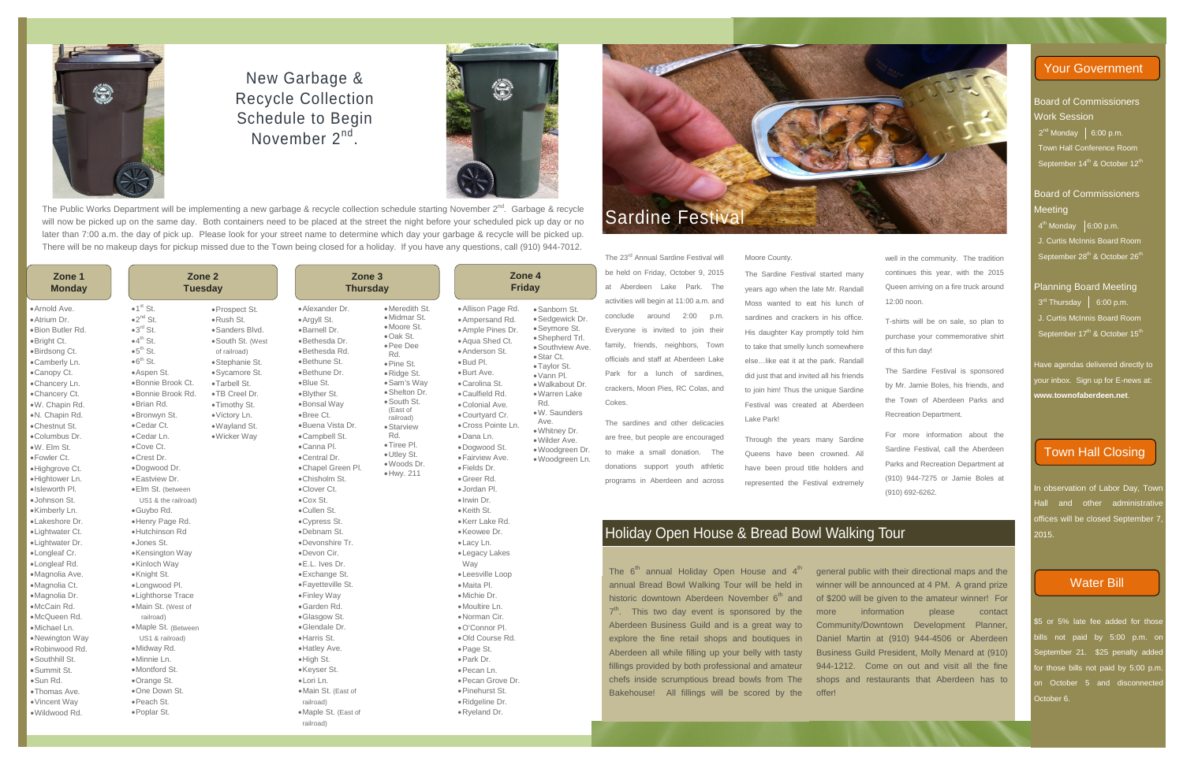# New Garbage & Recycle Collection Schedule to Begin November 2nd.

The Public Works Department will be implementing a new garbage & recycle collection schedule starting November 2nd. Garbage & recycle will now be picked up on the same day. Both containers need to be placed at the street the night before your scheduled pick up day or no later than 7:00 a.m. the day of pick up. Please look for your street name to determine which day your garbage & recycle will be picked up. There will be no makeup days for pickup missed due to the Town being closed for a holiday. If you have any questions, call (910) 944-7012.

## Zone 1 Monday

- Arnold Ave.
- Atrium Dr.
- Bion Butler Rd.
- Bright Ct.
- Birdsong Ct.
- Camberly Ln.
- Canopy Ct.
- Chancery Ln.
- Chancery Ct.
- W. Chapin Rd.
- N. Chapin Rd.
- Chestnut St.
- Columbus Dr.
- W. Elm St.
- Fowler Ct.
- Highgrove Ct.
- Hightower Ln.
- Isleworth Pl.
- Johnson St.
- Kimberly Ln.
- Lakeshore Dr.
- Lightwater Ct.
- Lightwater Dr.
- Longleaf Cr.
- Longleaf Rd.
- Magnolia Ave.
- Magnolia Ct.
- Magnolia Dr.
- McCain Rd.
- McQueen Rd.
- Michael Ln.
- Newington Way
- Robinwood Rd.
- Southhill St.
- Summit St.
- Sun Rd.
- Thomas Ave.
- Vincent Way
- Wildwood Rd.

## Zone 2 Tuesday

- 1st St.
- 2nd St.
- 3rd St.
- 4th St.
- 5th St.
- 6th St.
- Aspen St.
- Bonnie Brook Ct.
- Bonnie Brook Rd.
- Brian Rd.
- Bronwyn St.
- Cedar Ct.
- Cedar Ln.
- Cove Ct.
- Crest Dr.
- Dogwood Dr.
- Eastview Dr.
- Elm St. (between US1 & the railroad)
- Guybo Rd.
- Henry Page Rd.
- Hutchinson Rd
- Jones St.
- Kensington Way
- Kinloch Way
- Knight St.
- Longwood Pl.
- Lighthorse Trace
- Main St. (West of railroad)
- Maple St. (Between US1 & railroad)
- Midway Rd.
- Minnie Ln.
- Montford St.
- Orange St.
- One Down St.
- Peach St.
- Poplar St.
- Prospect St.
- Rush St.
- Sanders Blvd.
- South St. (West of railroad)
- Stephanie St.
- Sycamore St.
- Tarbell St.
- TB Creel Dr.
- Timothy St.
- Victory Ln.
- Wayland St.
- Wicker Way

## Zone 3 Thursday

- Alexander Dr.
- Argyll St.
- Barnell Dr.
- Bethesda Dr.
- Bethesda Rd.
- Bethune St.
- Bethune Dr.
- Blue St.
- Blyther St.
- Bonsal Way
- Bree Ct.
- Buena Vista Dr.
- Campbell St.
- Canna Pl.
- Central Dr.
- Chapel Green Pl.
- Chisholm St.
- Clover Ct.
- Cox St.
- Cullen St.
- Cypress St.
- Debnam St.
- Devonshire Tr.
- Devon Cir.
- E.L. Ives Dr.
- Exchange St.
- Fayetteville St.
- Finley Way
- Garden Rd.
- Glasgow St.
- Glendale Dr.
- Harris St.
- Hatley Ave.
- High St.
- Keyser St.
- Lori Ln.
- Main St. (East of railroad)
- Maple St. (East of railroad)
- Meredith St.
- Midmar St.
- Moore St.
- Oak St.
- Pee Dee Rd.
- Pine St.
- Ridge St.
- Sam's Way
- Shelton Dr.
- South St. (East of railroad)
- Starview Rd.
- Tiree Pl.
- Utley St.
- Woods Dr.
- Hwy. 211

## Zone 4 Friday

- Allison Page Rd.
- Ampersand Rd.
- Ample Pines Dr.
- Aqua Shed Ct.
- Anderson St.
- Bud Pl.
- Burt Ave.
- Carolina St.
- Caulfield Rd.
- Colonial Ave.
- Courtyard Cr.
- Cross Pointe Ln.
- Dana Ln.
- Dogwood St.
- Fairview Ave.
- Fields Dr.
- Greer Rd.
- Jordan Pl.
- Irwin Dr.
- Keith St.
- Kerr Lake Rd.
- Keowee Dr.
- Lacy Ln.
- Legacy Lakes Way
- Leesville Loop
- Maita Pl.
- Michie Dr.
- Moultire Ln.
- Norman Cir.
- O'Connor Pl.
- Old Course Rd.
- Page St.
- Park Dr.
- Pecan Ln.
- Pecan Grove Dr.
- Pinehurst St.
- Ridgeline Dr.
- Ryeland Dr.
- Sanborn St.
- Sedgewick Dr.
- Seymore St.
- Shepherd Trl.
- Southview Ave.
- Star Ct.
- Taylor St.
- Vann Pl.
- Walkabout Dr.
- Warren Lake Rd.
- W. Saunders Ave.
- Whitney Dr.
- Wilder Ave.
- Woodgreen Dr.
- Woodgreen Ln.

# Sardine Festival

The 23rd Annual Sardine Festival will be held on Friday, October 9, 2015 at Aberdeen Lake Park. The activities will begin at 11:00 a.m. and conclude around 2:00 p.m. Everyone is invited to join their family, friends, neighbors, Town officials and staff at Aberdeen Lake Park for a lunch of sardines, crackers, Moon Pies, RC Colas, and Cokes.

The sardines and other delicacies are free, but people are encouraged to make a small donation. The donations support youth athletic programs in Aberdeen and across Moore County.

The Sardine Festival started many years ago when the late Mr. Randall Moss wanted to eat his lunch of sardines and crackers in his office. His daughter Kay promptly told him to take that smelly lunch somewhere else…like eat it at the park. Randall did just that and invited all his friends to join him! Thus the unique Sardine Festival was created at Aberdeen Lake Park!

Through the years many Sardine Queens have been crowned. All have been proud title holders and represented the Festival extremely well in the community. The tradition continues this year, with the 2015 Queen arriving on a fire truck around 12:00 noon.

T-shirts will be on sale, so plan to purchase your commemorative shirt of this fun day!

The Sardine Festival is sponsored by Mr. Jamie Boles, his friends, and the Town of Aberdeen Parks and Recreation Department.

For more information about the Sardine Festival, call the Aberdeen Parks and Recreation Department at (910) 944-7275 or Jamie Boles at (910) 692-6262.

# Holiday Open House & Bread Bowl Walking Tour

The 6th annual Holiday Open House and 4th annual Bread Bowl Walking Tour will be held in historic downtown Aberdeen November 6th and 7th. This two day event is sponsored by the Aberdeen Business Guild and is a great way to explore the fine retail shops and boutiques in Aberdeen all while filling up your belly with tasty fillings provided by both professional and amateur chefs inside scrumptious bread bowls from The Bakehouse! All fillings will be scored by the general public with their directional maps and the winner will be announced at 4 PM. A grand prize of $200 will be given to the amateur winner! For more information please contact Community/Downtown Development Planner, Daniel Martin at (910) 944-4506 or Aberdeen Business Guild President, Molly Menard at (910) 944-1212. Come on out and visit all the fine shops and restaurants that Aberdeen has to offer!

# Your Government

**Board of Commissioners Work Session**
2nd Monday | 6:00 p.m.
Town Hall Conference Room
September 14th & October 12th

**Board of Commissioners Meeting**
4th Monday | 6:00 p.m.
J. Curtis McInnis Board Room
September 28th & October 26th

**Planning Board Meeting**
3rd Thursday | 6:00 p.m.
J. Curtis McInnis Board Room
September 17th & October 15th

Have agendas delivered directly to your inbox. Sign up for E-news at: **www.townofaberdeen.net**.

# Town Hall Closing

In observation of Labor Day, Town Hall and other administrative offices will be closed September 7, 2015.

# Water Bill

$5 or 5% late fee added for those bills not paid by 5:00 p.m. on September 21. $25 penalty added for those bills not paid by 5:00 p.m. on October 5 and disconnected October 6.